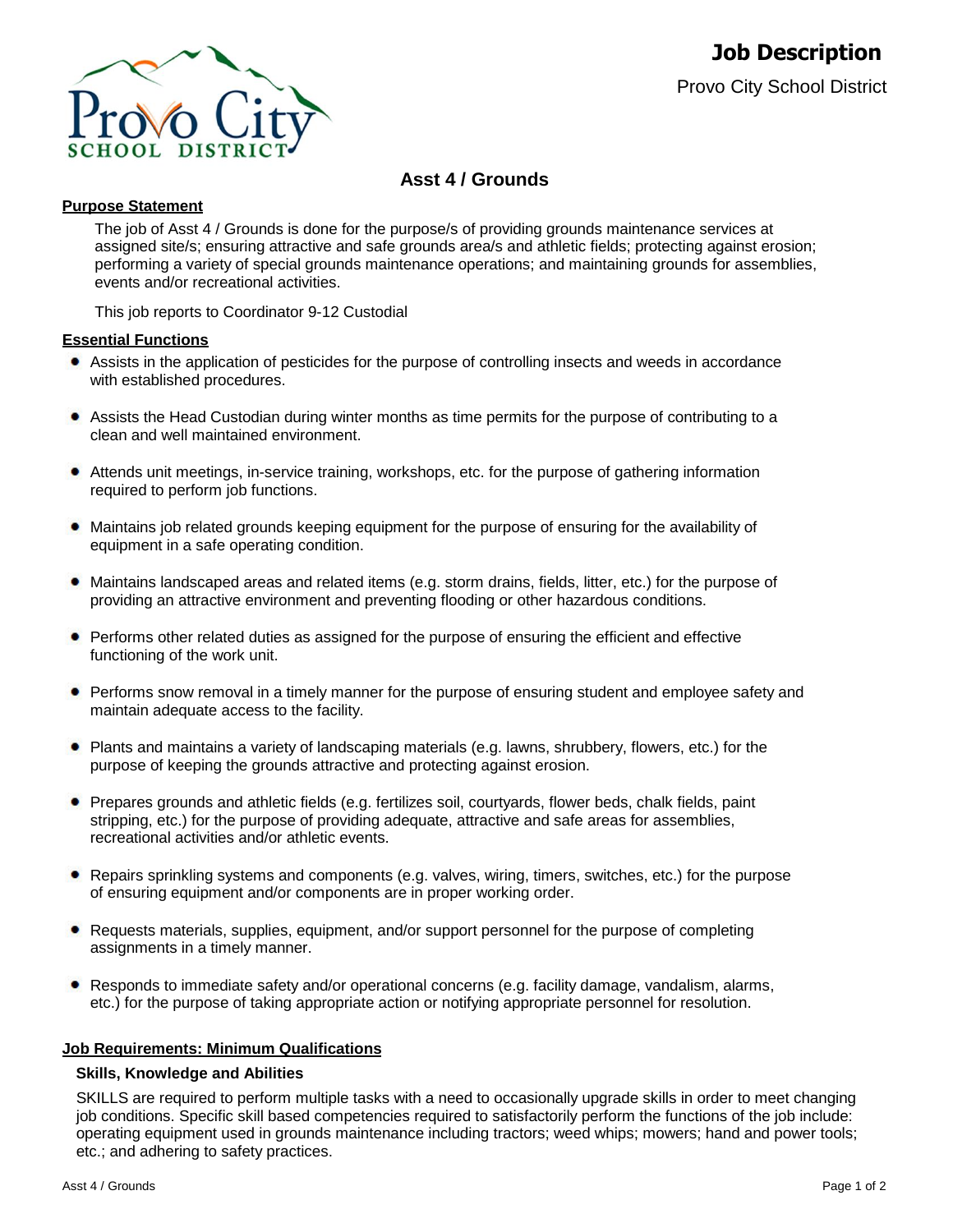# Job Description

Provo City School District

## Asst 4 / Grounds

### Purpose Statement

The job of Asst 4 / Grounds is done for the purpose/s of providing grounds maintenance services at assigned site/s; ensuring attractive and safe grounds area/s and athletic fields; protecting against erosion; performing a variety of special grounds maintenance operations; and maintaining grounds for assemblies, events and/or recreational activities.

This job reports to Coordinator 9-12 Custodial

### Essential Functions

- Assists in the application of pesticides for the purpose of controlling insects and weeds in accordance with established procedures.
- Assists the Head Custodian during winter months as time permits for the purpose of contributing to a clean and well maintained environment.
- Attends unit meetings, in-service training, workshops, etc. for the purpose of gathering information required to perform job functions.
- Maintains job related grounds keeping equipment for the purpose of ensuring for the availability of equipment in a safe operating condition.
- Maintains landscaped areas and related items (e.g. storm drains, fields, litter, etc.) for the purpose of providing an attractive environment and preventing flooding or other hazardous conditions.
- Performs other related duties as assigned for the purpose of ensuring the efficient and effective functioning of the work unit.
- Performs snow removal in a timely manner for the purpose of ensuring student and employee safety and maintain adequate access to the facility.
- Plants and maintains a variety of landscaping materials (e.g. lawns, shrubbery, flowers, etc.) for the purpose of keeping the grounds attractive and protecting against erosion.
- Prepares grounds and athletic fields (e.g. fertilizes soil, courtyards, flower beds, chalk fields, paint stripping, etc.) for the purpose of providing adequate, attractive and safe areas for assemblies, recreational activities and/or athletic events.
- Repairs sprinkling systems and components (e.g. valves, wiring, timers, switches, etc.) for the purpose of ensuring equipment and/or components are in proper working order.
- Requests materials, supplies, equipment, and/or support personnel for the purpose of completing assignments in a timely manner.
- Responds to immediate safety and/or operational concerns (e.g. facility damage, vandalism, alarms, etc.) for the purpose of taking appropriate action or notifying appropriate personnel for resolution.

### Job Requirements: Minimum Qualifications

#### Skills, Knowledge and Abilities

SKILLS are required to perform multiple tasks with a need to occasionally upgrade skills in order to meet changing job conditions. Specific skill based competencies required to satisfactorily perform the functions of the job include: operating equipment used in grounds maintenance including tractors; weed whips; mowers; hand and power tools; etc.; and adhering to safety practices.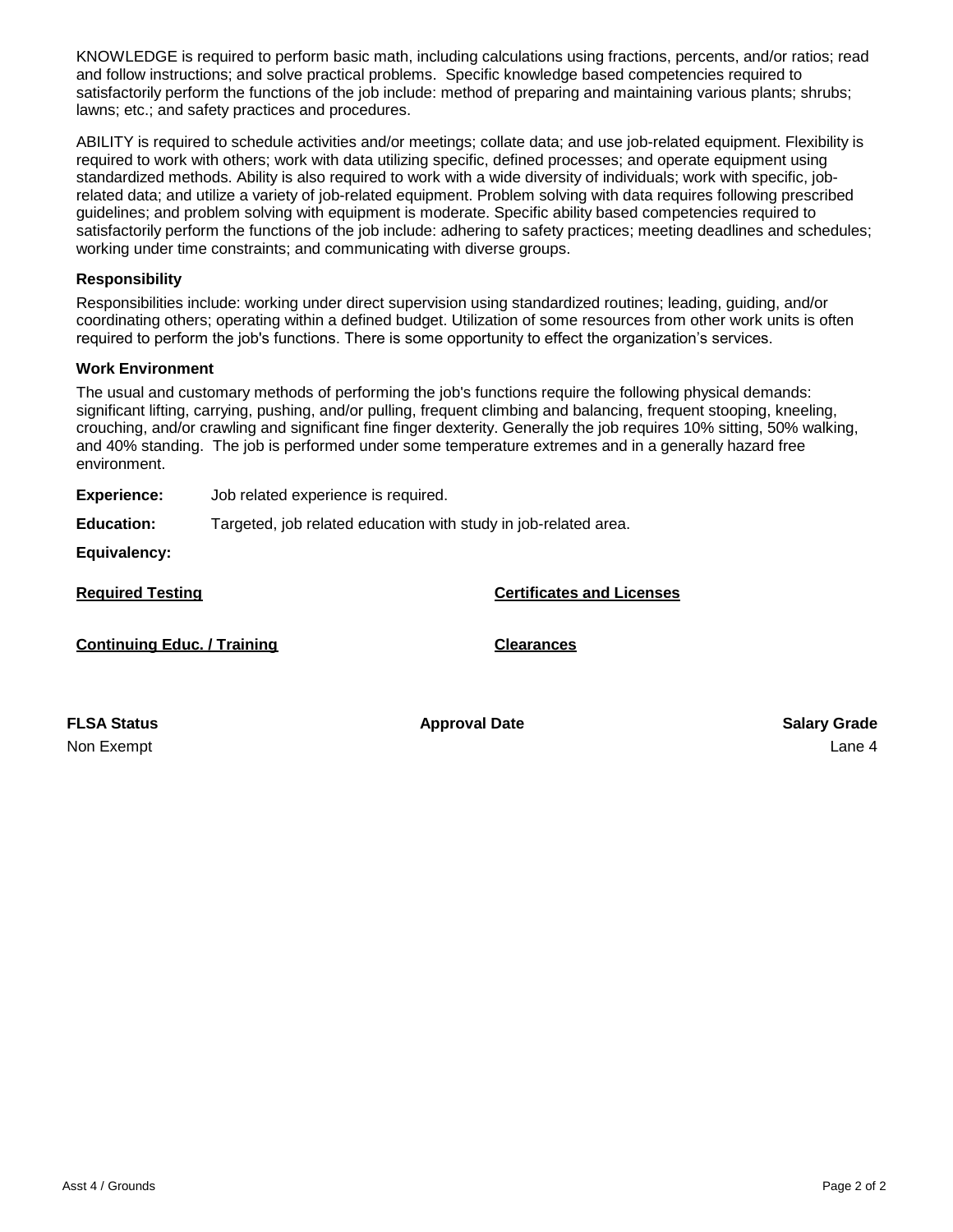KNOWLEDGE is required to perform basic math, including calculations using fractions, percents, and/or ratios; read and follow instructions; and solve practical problems. Specific knowledge based competencies required to satisfactorily perform the functions of the job include: method of preparing and maintaining various plants; shrubs; lawns; etc.; and safety practices and procedures.

ABILITY is required to schedule activities and/or meetings; collate data; and use job-related equipment. Flexibility is required to work with others; work with data utilizing specific, defined processes; and operate equipment using standardized methods. Ability is also required to work with a wide diversity of individuals; work with specific, job-related data; and utilize a variety of job-related equipment. Problem solving with data requires following prescribed guidelines; and problem solving with equipment is moderate. Specific ability based competencies required to satisfactorily perform the functions of the job include: adhering to safety practices; meeting deadlines and schedules; working under time constraints; and communicating with diverse groups.

**Responsibility**

Responsibilities include: working under direct supervision using standardized routines; leading, guiding, and/or coordinating others; operating within a defined budget. Utilization of some resources from other work units is often required to perform the job's functions. There is some opportunity to effect the organization's services.

**Work Environment**

The usual and customary methods of performing the job's functions require the following physical demands: significant lifting, carrying, pushing, and/or pulling, frequent climbing and balancing, frequent stooping, kneeling, crouching, and/or crawling and significant fine finger dexterity. Generally the job requires 10% sitting, 50% walking, and 40% standing. The job is performed under some temperature extremes and in a generally hazard free environment.

**Experience:** Job related experience is required.

**Education:** Targeted, job related education with study in job-related area.

**Equivalency:**

**Required Testing**

**Certificates and Licenses**

**Continuing Educ. / Training**

**Clearances**

| FLSA Status | Approval Date | Salary Grade |
|---|---|---|
| Non Exempt | | Lane 4 |